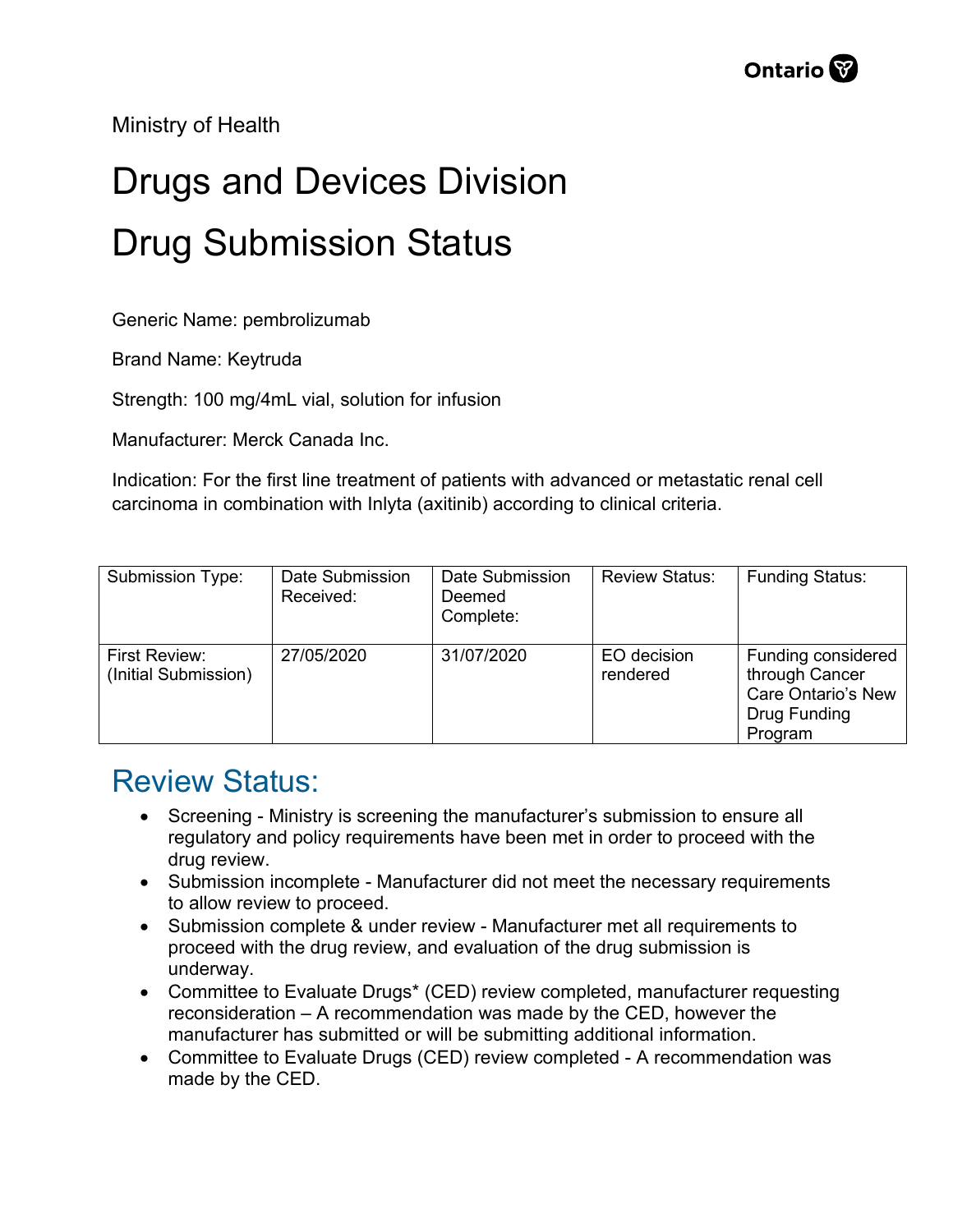Ministry of Health

# Drugs and Devices Division

# Drug Submission Status

Generic Name: pembrolizumab

Brand Name: Keytruda

Strength: 100 mg/4mL vial, solution for infusion

Manufacturer: Merck Canada Inc.

Indication: For the first line treatment of patients with advanced or metastatic renal cell carcinoma in combination with Inlyta (axitinib) according to clinical criteria.

| Submission Type: | Date Submission Received: | Date Submission Deemed Complete: | Review Status: | Funding Status: |
|---|---|---|---|---|
| First Review: (Initial Submission) | 27/05/2020 | 31/07/2020 | EO decision rendered | Funding considered through Cancer Care Ontario's New Drug Funding Program |

## Review Status:

- Screening - Ministry is screening the manufacturer's submission to ensure all regulatory and policy requirements have been met in order to proceed with the drug review.
- Submission incomplete - Manufacturer did not meet the necessary requirements to allow review to proceed.
- Submission complete & under review - Manufacturer met all requirements to proceed with the drug review, and evaluation of the drug submission is underway.
- Committee to Evaluate Drugs* (CED) review completed, manufacturer requesting reconsideration – A recommendation was made by the CED, however the manufacturer has submitted or will be submitting additional information.
- Committee to Evaluate Drugs (CED) review completed - A recommendation was made by the CED.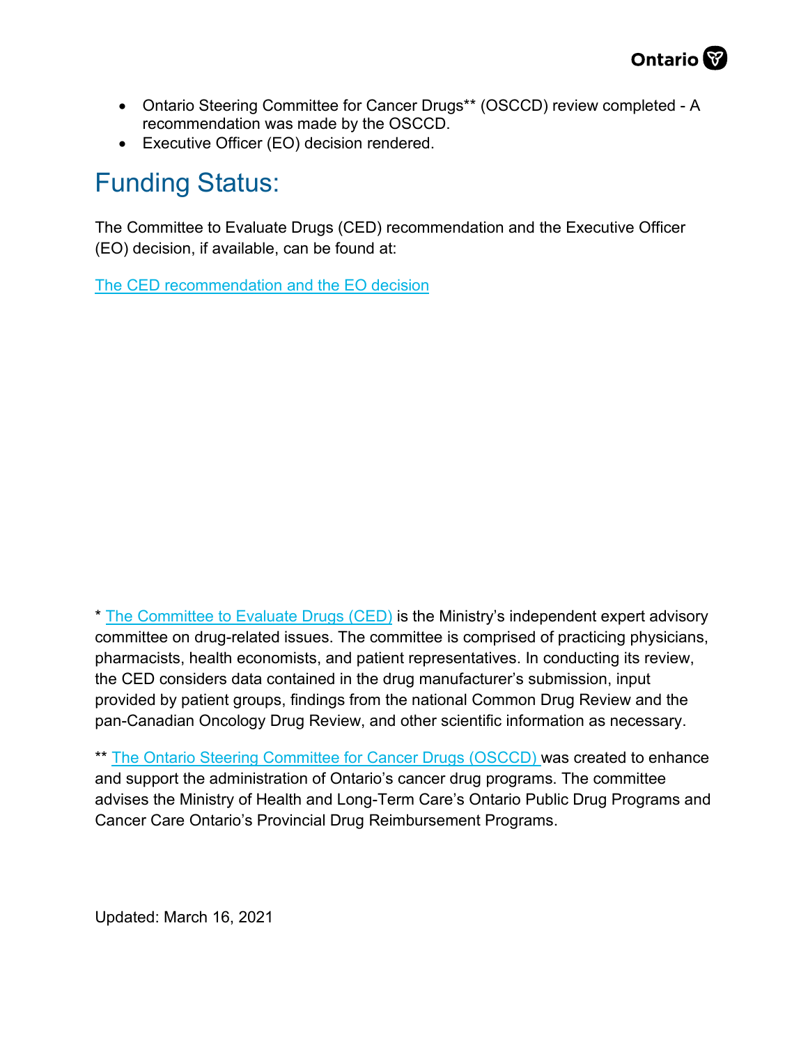- Ontario Steering Committee for Cancer Drugs** (OSCCD) review completed - A recommendation was made by the OSCCD.
- Executive Officer (EO) decision rendered.

# Funding Status:

The Committee to Evaluate Drugs (CED) recommendation and the Executive Officer (EO) decision, if available, can be found at:

The CED recommendation and the EO decision

* The Committee to Evaluate Drugs (CED) is the Ministry's independent expert advisory committee on drug-related issues. The committee is comprised of practicing physicians, pharmacists, health economists, and patient representatives. In conducting its review, the CED considers data contained in the drug manufacturer's submission, input provided by patient groups, findings from the national Common Drug Review and the pan-Canadian Oncology Drug Review, and other scientific information as necessary.

** The Ontario Steering Committee for Cancer Drugs (OSCCD) was created to enhance and support the administration of Ontario's cancer drug programs. The committee advises the Ministry of Health and Long-Term Care's Ontario Public Drug Programs and Cancer Care Ontario's Provincial Drug Reimbursement Programs.

Updated: March 16, 2021